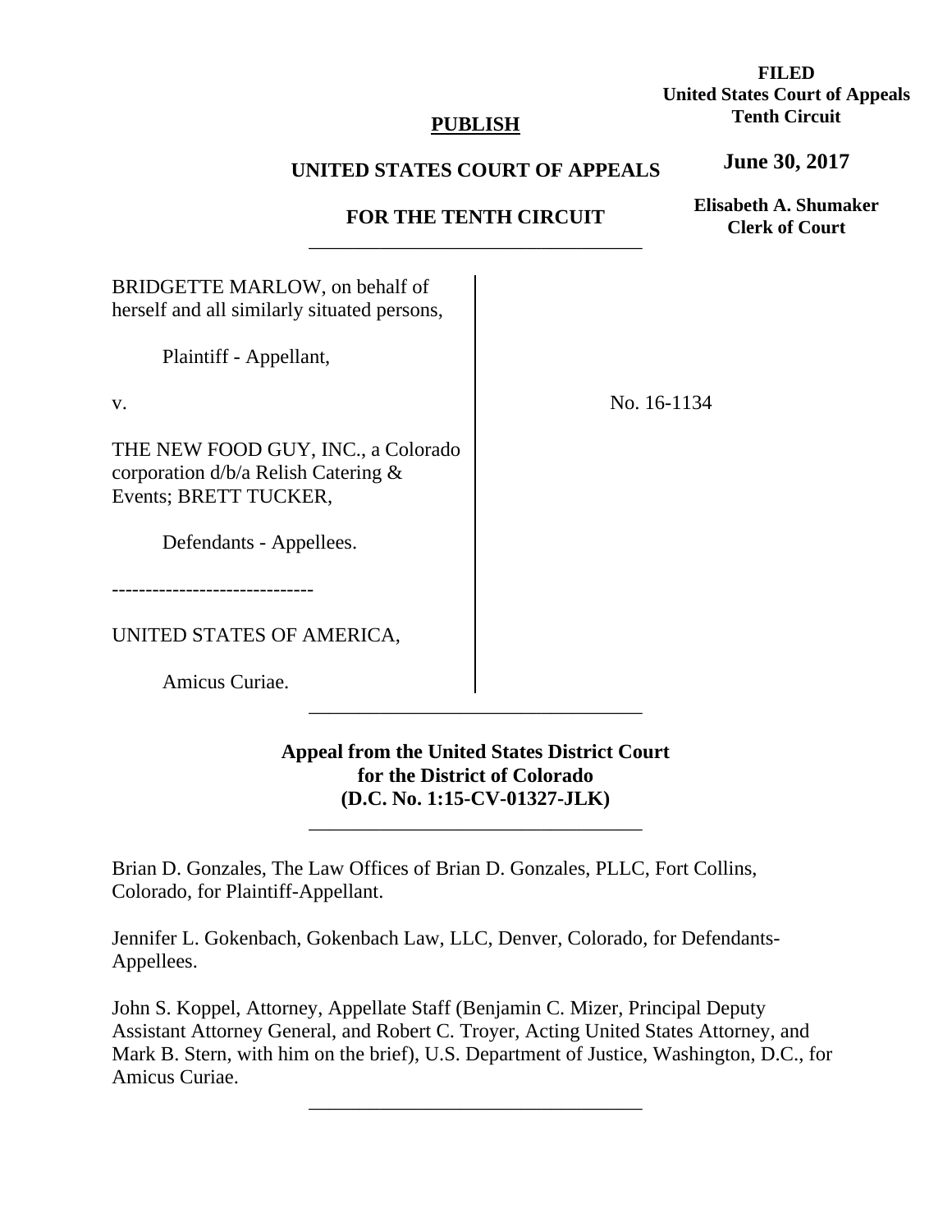**FILED**
**United States Court of Appeals**
**Tenth Circuit**

**June 30, 2017**

**Elisabeth A. Shumaker**
**Clerk of Court**

**PUBLISH**

**UNITED STATES COURT OF APPEALS**

**FOR THE TENTH CIRCUIT**

---

BRIDGETTE MARLOW, on behalf of herself and all similarly situated persons,

Plaintiff - Appellant,

v.

THE NEW FOOD GUY, INC., a Colorado corporation d/b/a Relish Catering & Events; BRETT TUCKER,

Defendants - Appellees.

------------------------------

UNITED STATES OF AMERICA,

Amicus Curiae.

No. 16-1134

---

**Appeal from the United States District Court for the District of Colorado (D.C. No. 1:15-CV-01327-JLK)**

---

Brian D. Gonzales, The Law Offices of Brian D. Gonzales, PLLC, Fort Collins, Colorado, for Plaintiff-Appellant.

Jennifer L. Gokenbach, Gokenbach Law, LLC, Denver, Colorado, for Defendants-Appellees.

John S. Koppel, Attorney, Appellate Staff (Benjamin C. Mizer, Principal Deputy Assistant Attorney General, and Robert C. Troyer, Acting United States Attorney, and Mark B. Stern, with him on the brief), U.S. Department of Justice, Washington, D.C., for Amicus Curiae.

---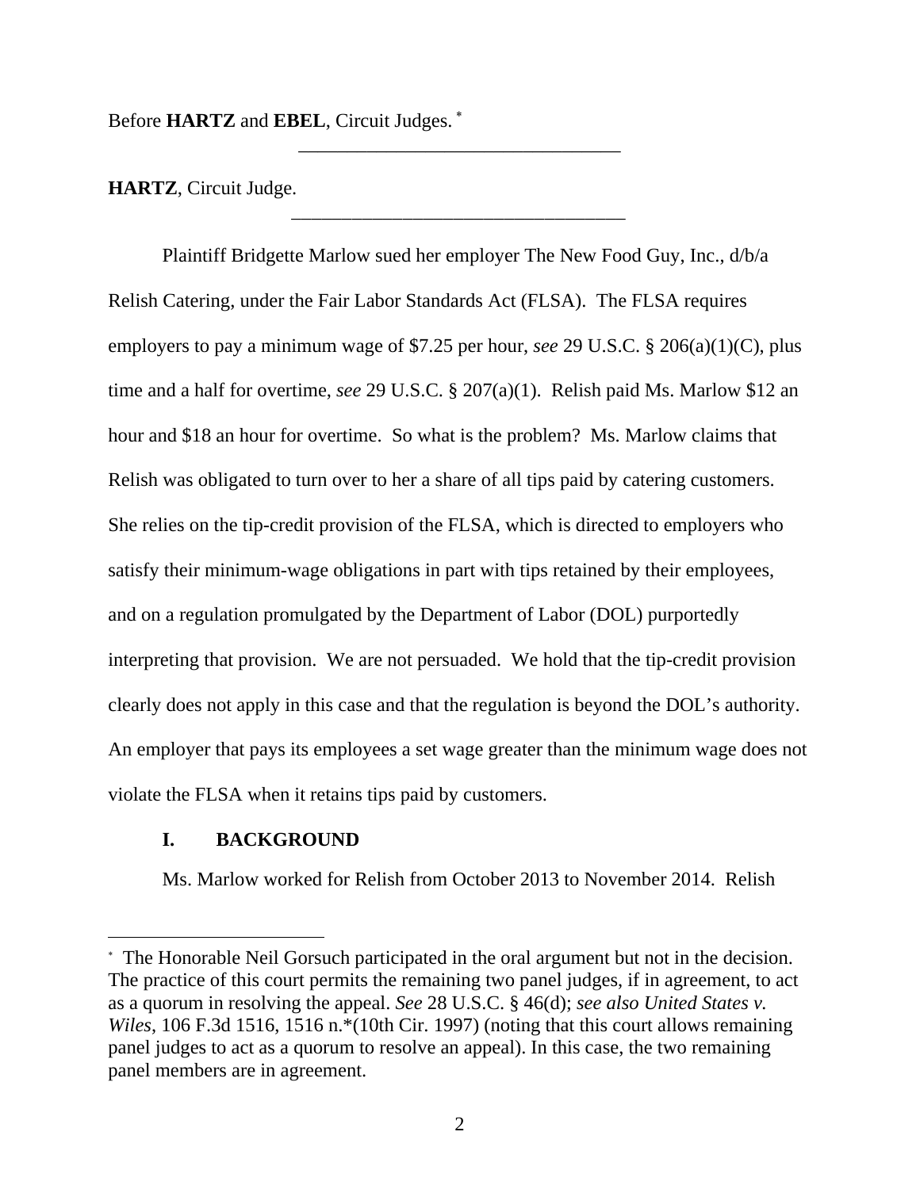Before **HARTZ** and **EBEL**, Circuit Judges. [*]

---

**HARTZ**, Circuit Judge.

---

Plaintiff Bridgette Marlow sued her employer The New Food Guy, Inc., d/b/a Relish Catering, under the Fair Labor Standards Act (FLSA). The FLSA requires employers to pay a minimum wage of $7.25 per hour, *see* 29 U.S.C. § 206(a)(1)(C), plus time and a half for overtime, *see* 29 U.S.C. § 207(a)(1). Relish paid Ms. Marlow $12 an hour and $18 an hour for overtime. So what is the problem? Ms. Marlow claims that Relish was obligated to turn over to her a share of all tips paid by catering customers. She relies on the tip-credit provision of the FLSA, which is directed to employers who satisfy their minimum-wage obligations in part with tips retained by their employees, and on a regulation promulgated by the Department of Labor (DOL) purportedly interpreting that provision. We are not persuaded. We hold that the tip-credit provision clearly does not apply in this case and that the regulation is beyond the DOL's authority. An employer that pays its employees a set wage greater than the minimum wage does not violate the FLSA when it retains tips paid by customers.

## I. BACKGROUND

Ms. Marlow worked for Relish from October 2013 to November 2014. Relish

---

[*] The Honorable Neil Gorsuch participated in the oral argument but not in the decision. The practice of this court permits the remaining two panel judges, if in agreement, to act as a quorum in resolving the appeal. *See* 28 U.S.C. § 46(d); *see also United States v. Wiles*, 106 F.3d 1516, 1516 n.*(10th Cir. 1997) (noting that this court allows remaining panel judges to act as a quorum to resolve an appeal). In this case, the two remaining panel members are in agreement.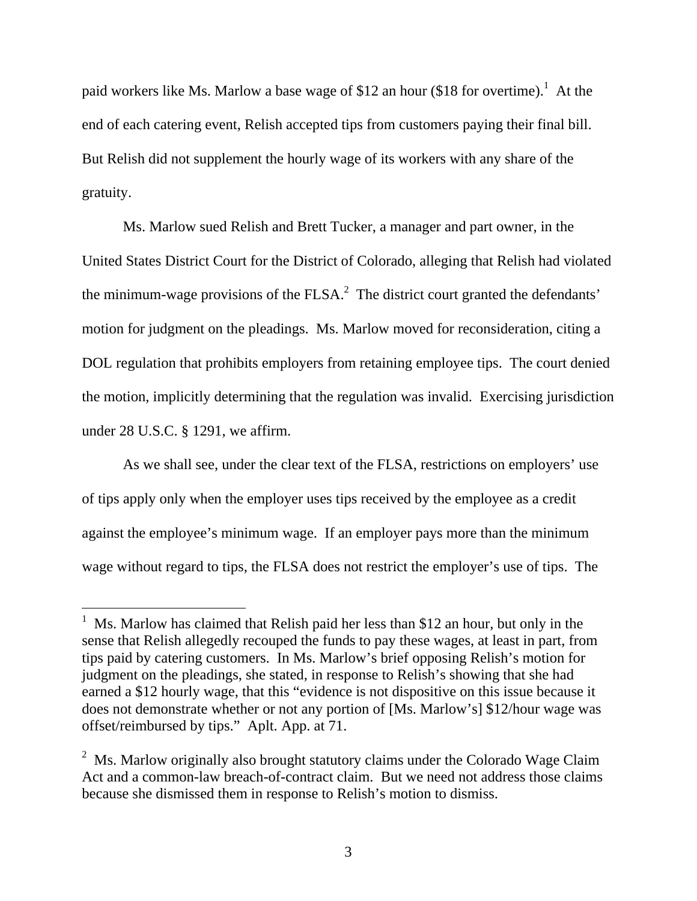paid workers like Ms. Marlow a base wage of $12 an hour ($18 for overtime).[1] At the end of each catering event, Relish accepted tips from customers paying their final bill. But Relish did not supplement the hourly wage of its workers with any share of the gratuity.

Ms. Marlow sued Relish and Brett Tucker, a manager and part owner, in the United States District Court for the District of Colorado, alleging that Relish had violated the minimum-wage provisions of the FLSA.[2] The district court granted the defendants' motion for judgment on the pleadings. Ms. Marlow moved for reconsideration, citing a DOL regulation that prohibits employers from retaining employee tips. The court denied the motion, implicitly determining that the regulation was invalid. Exercising jurisdiction under 28 U.S.C. § 1291, we affirm.

As we shall see, under the clear text of the FLSA, restrictions on employers' use of tips apply only when the employer uses tips received by the employee as a credit against the employee's minimum wage. If an employer pays more than the minimum wage without regard to tips, the FLSA does not restrict the employer's use of tips. The

---

[1] Ms. Marlow has claimed that Relish paid her less than $12 an hour, but only in the sense that Relish allegedly recouped the funds to pay these wages, at least in part, from tips paid by catering customers. In Ms. Marlow's brief opposing Relish's motion for judgment on the pleadings, she stated, in response to Relish's showing that she had earned a $12 hourly wage, that this "evidence is not dispositive on this issue because it does not demonstrate whether or not any portion of [Ms. Marlow's] $12/hour wage was offset/reimbursed by tips." Aplt. App. at 71.

[2] Ms. Marlow originally also brought statutory claims under the Colorado Wage Claim Act and a common-law breach-of-contract claim. But we need not address those claims because she dismissed them in response to Relish's motion to dismiss.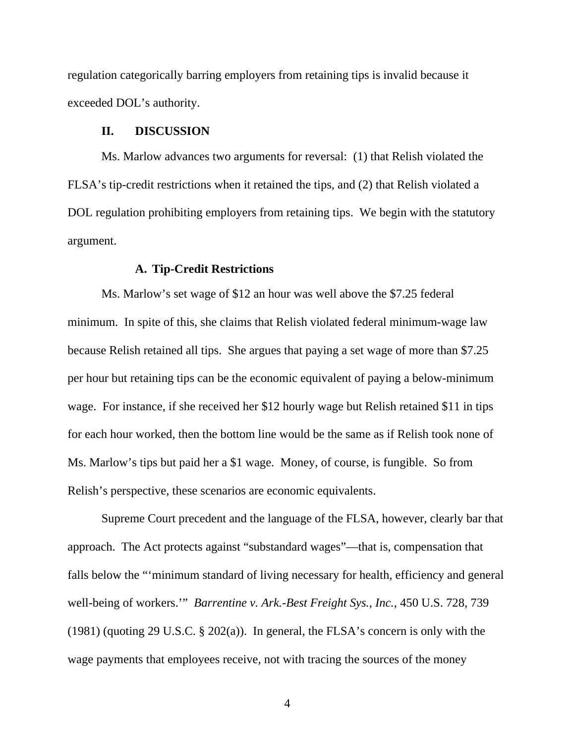regulation categorically barring employers from retaining tips is invalid because it exceeded DOL's authority.

## II. DISCUSSION

Ms. Marlow advances two arguments for reversal: (1) that Relish violated the FLSA's tip-credit restrictions when it retained the tips, and (2) that Relish violated a DOL regulation prohibiting employers from retaining tips. We begin with the statutory argument.

### A. Tip-Credit Restrictions

Ms. Marlow's set wage of $12 an hour was well above the $7.25 federal minimum. In spite of this, she claims that Relish violated federal minimum-wage law because Relish retained all tips. She argues that paying a set wage of more than $7.25 per hour but retaining tips can be the economic equivalent of paying a below-minimum wage. For instance, if she received her $12 hourly wage but Relish retained $11 in tips for each hour worked, then the bottom line would be the same as if Relish took none of Ms. Marlow's tips but paid her a $1 wage. Money, of course, is fungible. So from Relish's perspective, these scenarios are economic equivalents.

Supreme Court precedent and the language of the FLSA, however, clearly bar that approach. The Act protects against "substandard wages"—that is, compensation that falls below the "'minimum standard of living necessary for health, efficiency and general well-being of workers.'" *Barrentine v. Ark.-Best Freight Sys., Inc.*, 450 U.S. 728, 739 (1981) (quoting 29 U.S.C. § 202(a)). In general, the FLSA's concern is only with the wage payments that employees receive, not with tracing the sources of the money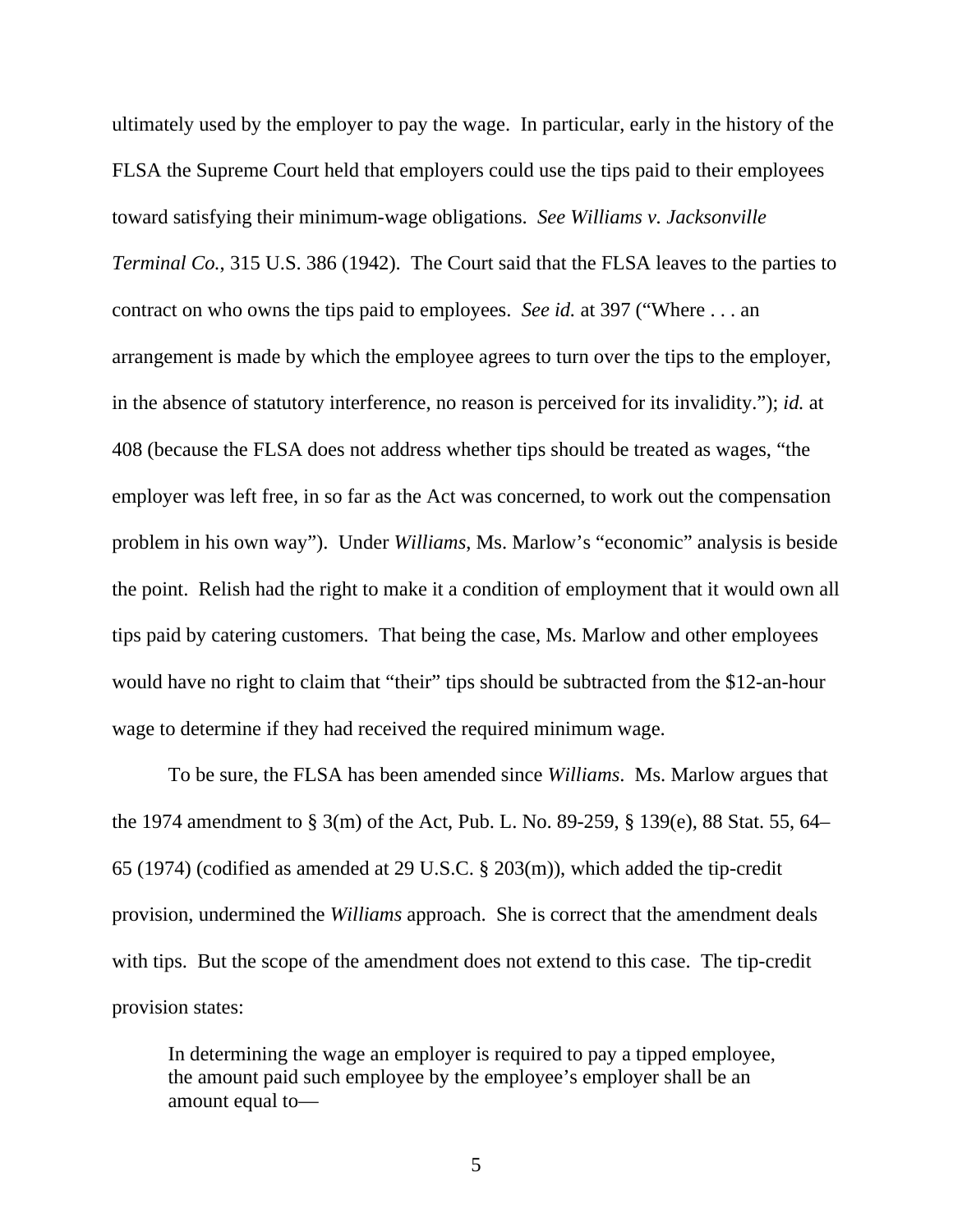ultimately used by the employer to pay the wage. In particular, early in the history of the FLSA the Supreme Court held that employers could use the tips paid to their employees toward satisfying their minimum-wage obligations. *See Williams v. Jacksonville Terminal Co.*, 315 U.S. 386 (1942). The Court said that the FLSA leaves to the parties to contract on who owns the tips paid to employees. *See id.* at 397 ("Where . . . an arrangement is made by which the employee agrees to turn over the tips to the employer, in the absence of statutory interference, no reason is perceived for its invalidity."); *id.* at 408 (because the FLSA does not address whether tips should be treated as wages, "the employer was left free, in so far as the Act was concerned, to work out the compensation problem in his own way"). Under *Williams*, Ms. Marlow's "economic" analysis is beside the point. Relish had the right to make it a condition of employment that it would own all tips paid by catering customers. That being the case, Ms. Marlow and other employees would have no right to claim that "their" tips should be subtracted from the $12-an-hour wage to determine if they had received the required minimum wage.

To be sure, the FLSA has been amended since *Williams*. Ms. Marlow argues that the 1974 amendment to § 3(m) of the Act, Pub. L. No. 89-259, § 139(e), 88 Stat. 55, 64–65 (1974) (codified as amended at 29 U.S.C. § 203(m)), which added the tip-credit provision, undermined the *Williams* approach. She is correct that the amendment deals with tips. But the scope of the amendment does not extend to this case. The tip-credit provision states:

> In determining the wage an employer is required to pay a tipped employee, the amount paid such employee by the employee's employer shall be an amount equal to—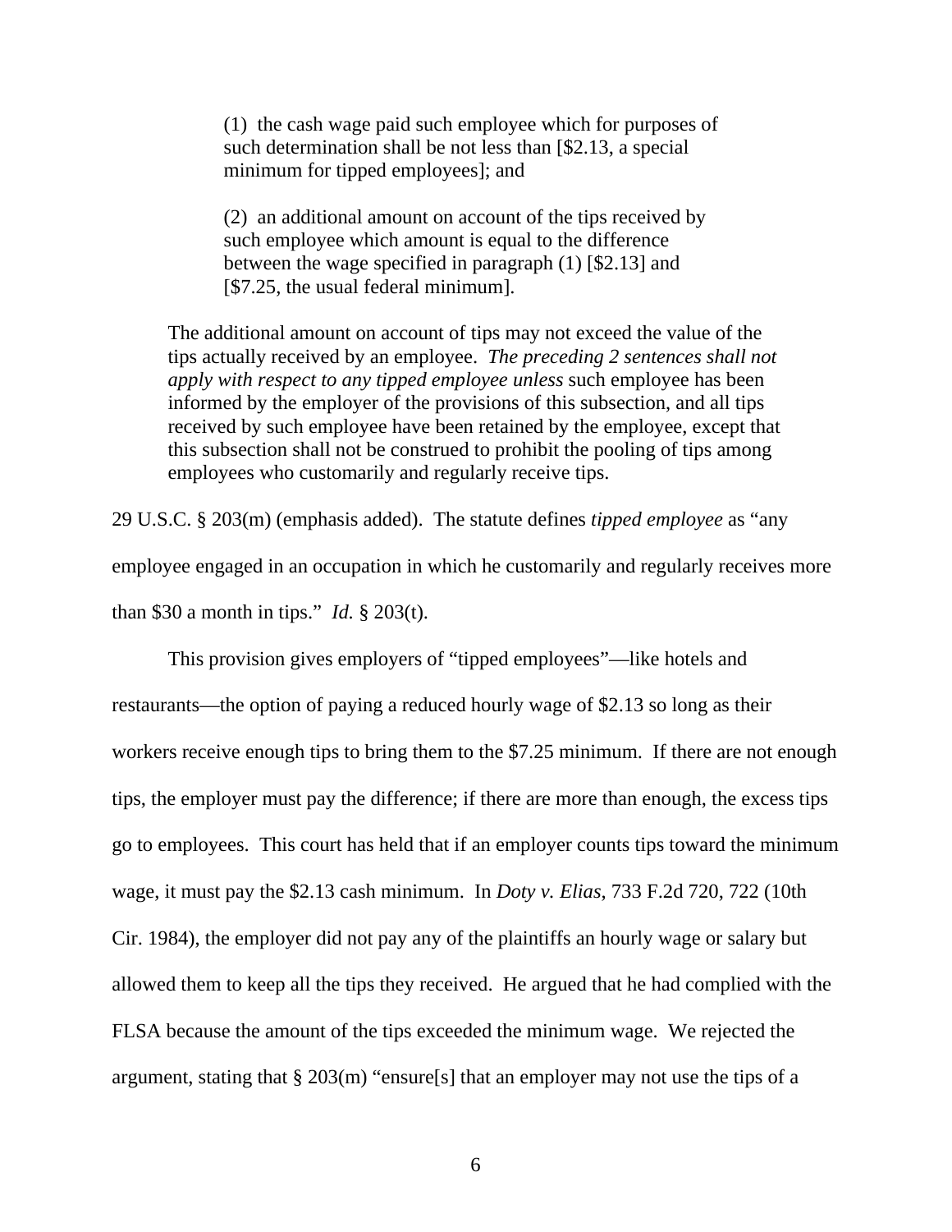> (1) the cash wage paid such employee which for purposes of such determination shall be not less than [$2.13, a special minimum for tipped employees]; and
>
> (2) an additional amount on account of the tips received by such employee which amount is equal to the difference between the wage specified in paragraph (1) [$2.13] and [$7.25, the usual federal minimum].
>
> The additional amount on account of tips may not exceed the value of the tips actually received by an employee. *The preceding 2 sentences shall not apply with respect to any tipped employee unless* such employee has been informed by the employer of the provisions of this subsection, and all tips received by such employee have been retained by the employee, except that this subsection shall not be construed to prohibit the pooling of tips among employees who customarily and regularly receive tips.

29 U.S.C. § 203(m) (emphasis added). The statute defines *tipped employee* as "any employee engaged in an occupation in which he customarily and regularly receives more than $30 a month in tips." *Id.* § 203(t).

This provision gives employers of "tipped employees"—like hotels and restaurants—the option of paying a reduced hourly wage of $2.13 so long as their workers receive enough tips to bring them to the $7.25 minimum. If there are not enough tips, the employer must pay the difference; if there are more than enough, the excess tips go to employees. This court has held that if an employer counts tips toward the minimum wage, it must pay the $2.13 cash minimum. In *Doty v. Elias*, 733 F.2d 720, 722 (10th Cir. 1984), the employer did not pay any of the plaintiffs an hourly wage or salary but allowed them to keep all the tips they received. He argued that he had complied with the FLSA because the amount of the tips exceeded the minimum wage. We rejected the argument, stating that § 203(m) "ensure[s] that an employer may not use the tips of a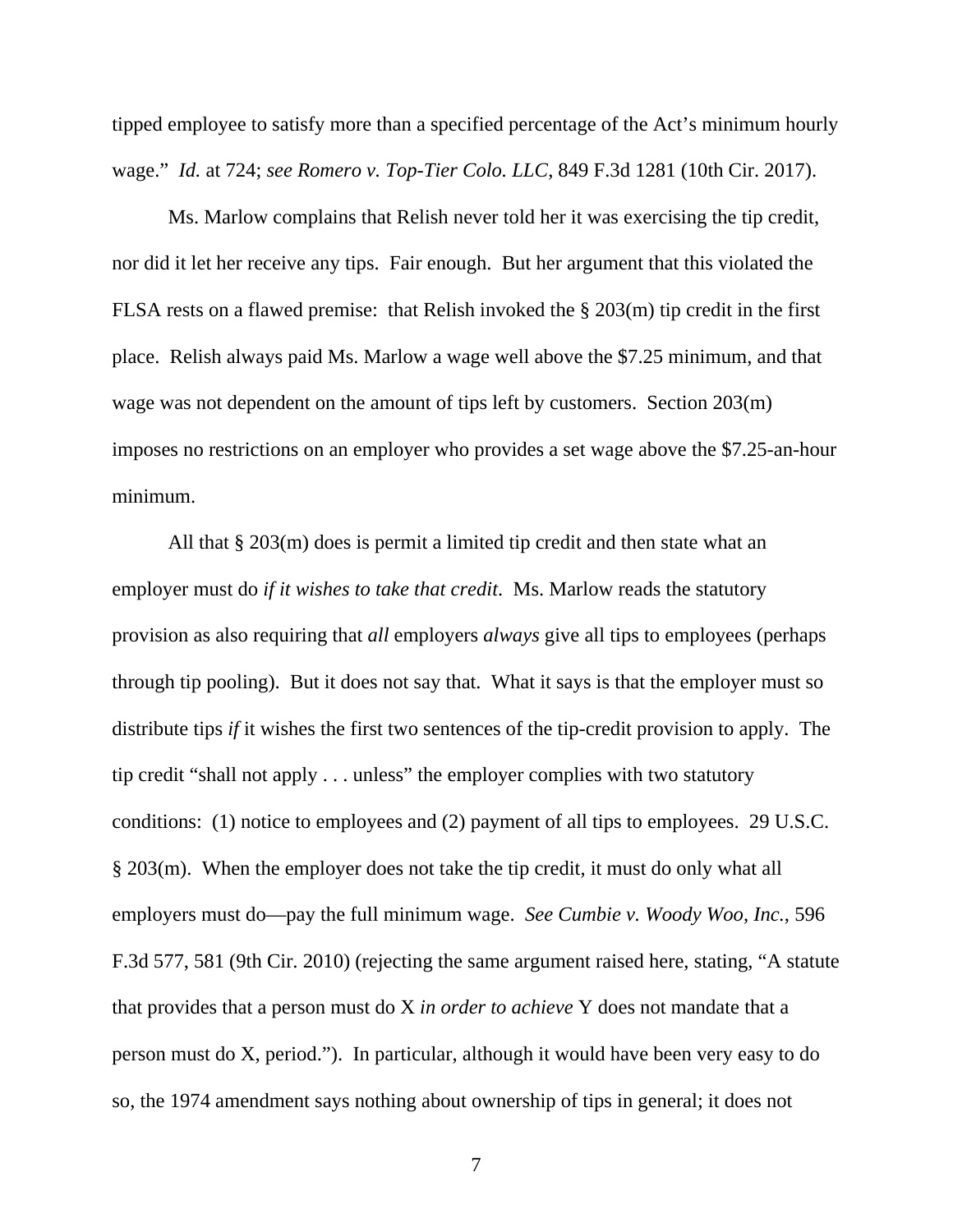tipped employee to satisfy more than a specified percentage of the Act's minimum hourly wage." *Id.* at 724; *see Romero v. Top-Tier Colo. LLC*, 849 F.3d 1281 (10th Cir. 2017).

Ms. Marlow complains that Relish never told her it was exercising the tip credit, nor did it let her receive any tips. Fair enough. But her argument that this violated the FLSA rests on a flawed premise: that Relish invoked the § 203(m) tip credit in the first place. Relish always paid Ms. Marlow a wage well above the $7.25 minimum, and that wage was not dependent on the amount of tips left by customers. Section 203(m) imposes no restrictions on an employer who provides a set wage above the $7.25-an-hour minimum.

All that § 203(m) does is permit a limited tip credit and then state what an employer must do *if it wishes to take that credit*. Ms. Marlow reads the statutory provision as also requiring that *all* employers *always* give all tips to employees (perhaps through tip pooling). But it does not say that. What it says is that the employer must so distribute tips *if* it wishes the first two sentences of the tip-credit provision to apply. The tip credit "shall not apply . . . unless" the employer complies with two statutory conditions: (1) notice to employees and (2) payment of all tips to employees. 29 U.S.C. § 203(m). When the employer does not take the tip credit, it must do only what all employers must do—pay the full minimum wage. *See Cumbie v. Woody Woo*, *Inc.*, 596 F.3d 577, 581 (9th Cir. 2010) (rejecting the same argument raised here, stating, "A statute that provides that a person must do X *in order to achieve* Y does not mandate that a person must do X, period."). In particular, although it would have been very easy to do so, the 1974 amendment says nothing about ownership of tips in general; it does not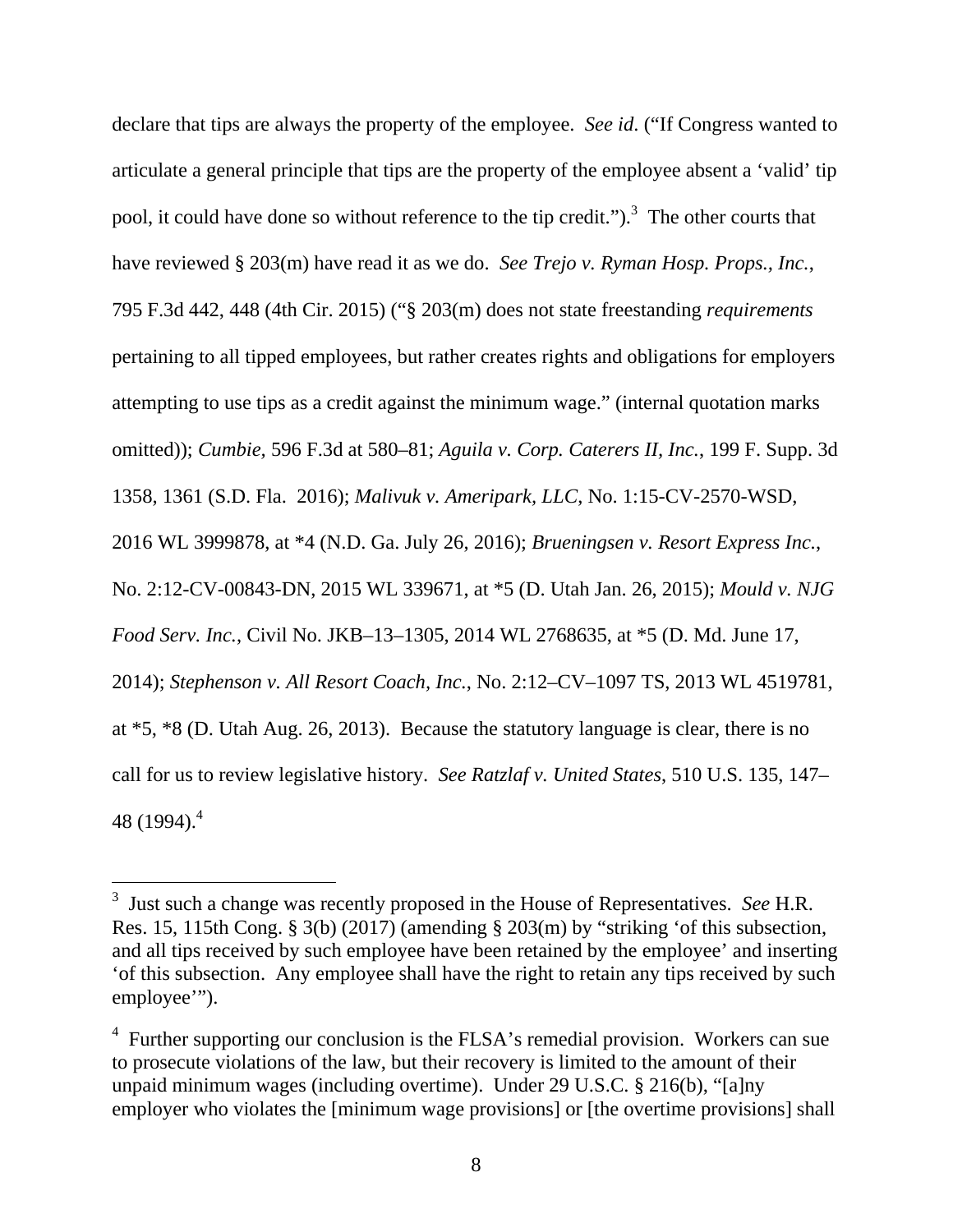declare that tips are always the property of the employee. *See id.* ("If Congress wanted to articulate a general principle that tips are the property of the employee absent a 'valid' tip pool, it could have done so without reference to the tip credit.").[3] The other courts that have reviewed § 203(m) have read it as we do. *See Trejo v. Ryman Hosp. Props., Inc.*, 795 F.3d 442, 448 (4th Cir. 2015) ("§ 203(m) does not state freestanding *requirements* pertaining to all tipped employees, but rather creates rights and obligations for employers attempting to use tips as a credit against the minimum wage." (internal quotation marks omitted)); *Cumbie*, 596 F.3d at 580–81; *Aguila v. Corp. Caterers II, Inc.*, 199 F. Supp. 3d 1358, 1361 (S.D. Fla. 2016); *Malivuk v. Ameripark, LLC*, No. 1:15-CV-2570-WSD, 2016 WL 3999878, at *4 (N.D. Ga. July 26, 2016); *Brueningsen v. Resort Express Inc.*, No. 2:12-CV-00843-DN, 2015 WL 339671, at *5 (D. Utah Jan. 26, 2015); *Mould v. NJG Food Serv. Inc.*, Civil No. JKB–13–1305, 2014 WL 2768635, at *5 (D. Md. June 17, 2014); *Stephenson v. All Resort Coach, Inc.*, No. 2:12–CV–1097 TS, 2013 WL 4519781, at *5, *8 (D. Utah Aug. 26, 2013). Because the statutory language is clear, there is no call for us to review legislative history. *See Ratzlaf v. United States*, 510 U.S. 135, 147–48 (1994).[4]

---

[3] Just such a change was recently proposed in the House of Representatives. *See* H.R. Res. 15, 115th Cong. § 3(b) (2017) (amending § 203(m) by "striking 'of this subsection, and all tips received by such employee have been retained by the employee' and inserting 'of this subsection. Any employee shall have the right to retain any tips received by such employee'").

[4] Further supporting our conclusion is the FLSA's remedial provision. Workers can sue to prosecute violations of the law, but their recovery is limited to the amount of their unpaid minimum wages (including overtime). Under 29 U.S.C. § 216(b), "[a]ny employer who violates the [minimum wage provisions] or [the overtime provisions] shall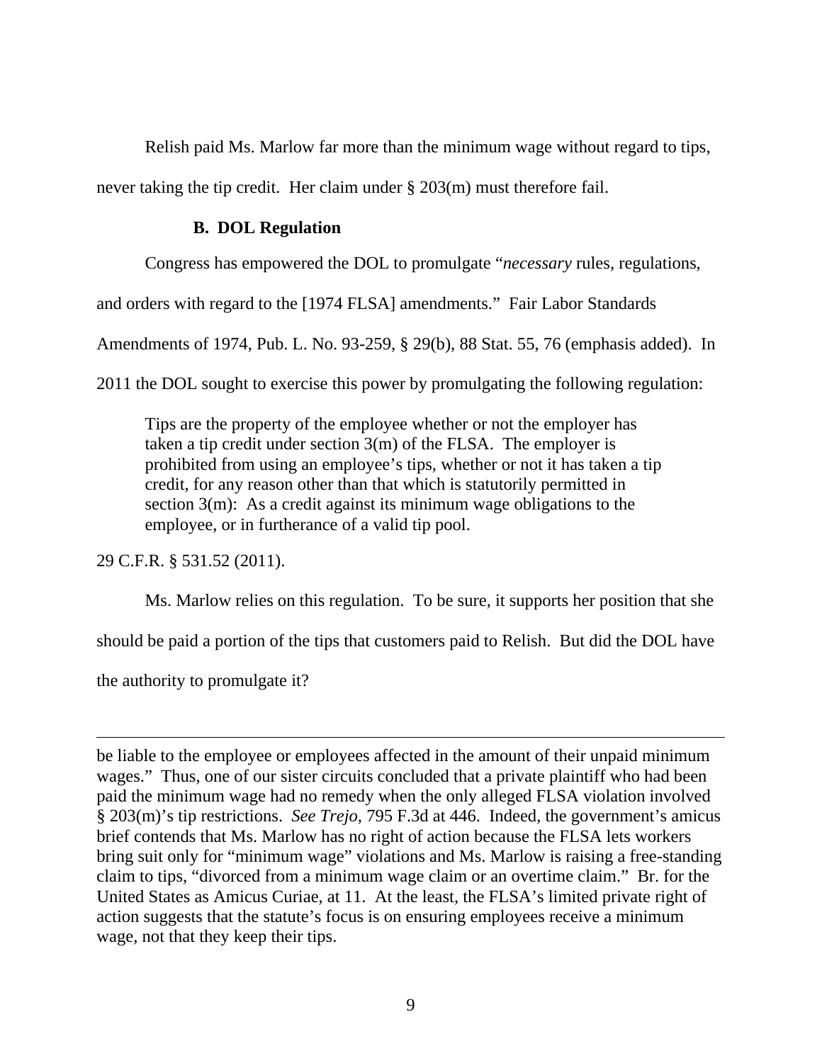Relish paid Ms. Marlow far more than the minimum wage without regard to tips, never taking the tip credit. Her claim under § 203(m) must therefore fail.

### B. DOL Regulation

Congress has empowered the DOL to promulgate "*necessary* rules, regulations, and orders with regard to the [1974 FLSA] amendments." Fair Labor Standards Amendments of 1974, Pub. L. No. 93-259, § 29(b), 88 Stat. 55, 76 (emphasis added). In 2011 the DOL sought to exercise this power by promulgating the following regulation:

> Tips are the property of the employee whether or not the employer has taken a tip credit under section 3(m) of the FLSA. The employer is prohibited from using an employee's tips, whether or not it has taken a tip credit, for any reason other than that which is statutorily permitted in section 3(m): As a credit against its minimum wage obligations to the employee, or in furtherance of a valid tip pool.

29 C.F.R. § 531.52 (2011).

Ms. Marlow relies on this regulation. To be sure, it supports her position that she should be paid a portion of the tips that customers paid to Relish. But did the DOL have the authority to promulgate it?

---

be liable to the employee or employees affected in the amount of their unpaid minimum wages." Thus, one of our sister circuits concluded that a private plaintiff who had been paid the minimum wage had no remedy when the only alleged FLSA violation involved § 203(m)'s tip restrictions. *See Trejo*, 795 F.3d at 446. Indeed, the government's amicus brief contends that Ms. Marlow has no right of action because the FLSA lets workers bring suit only for "minimum wage" violations and Ms. Marlow is raising a free-standing claim to tips, "divorced from a minimum wage claim or an overtime claim." Br. for the United States as Amicus Curiae, at 11. At the least, the FLSA's limited private right of action suggests that the statute's focus is on ensuring employees receive a minimum wage, not that they keep their tips.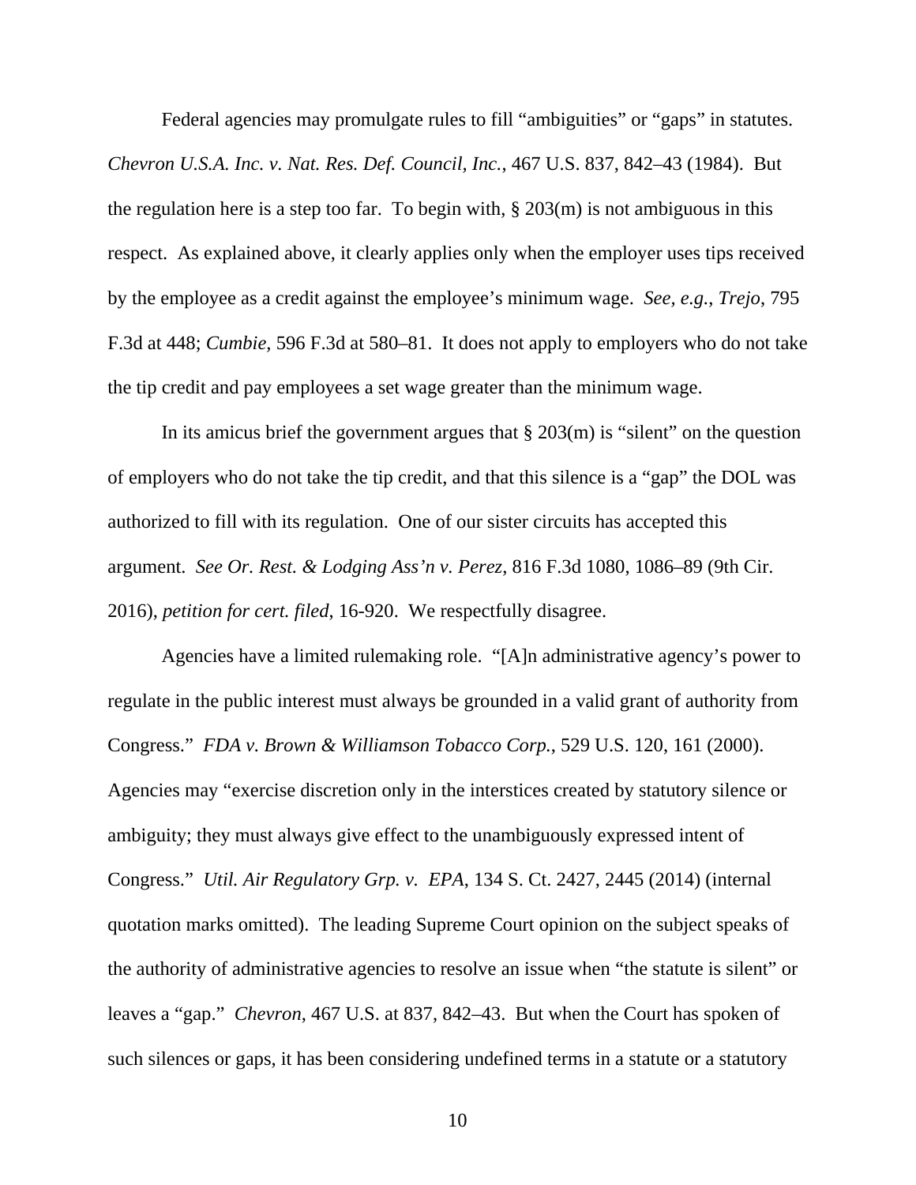Federal agencies may promulgate rules to fill "ambiguities" or "gaps" in statutes. *Chevron U.S.A. Inc. v. Nat. Res. Def. Council, Inc.*, 467 U.S. 837, 842–43 (1984). But the regulation here is a step too far. To begin with, § 203(m) is not ambiguous in this respect. As explained above, it clearly applies only when the employer uses tips received by the employee as a credit against the employee's minimum wage. *See, e.g.*, *Trejo*, 795 F.3d at 448; *Cumbie*, 596 F.3d at 580–81. It does not apply to employers who do not take the tip credit and pay employees a set wage greater than the minimum wage.

In its amicus brief the government argues that § 203(m) is "silent" on the question of employers who do not take the tip credit, and that this silence is a "gap" the DOL was authorized to fill with its regulation. One of our sister circuits has accepted this argument. *See Or. Rest. & Lodging Ass'n v. Perez*, 816 F.3d 1080, 1086–89 (9th Cir. 2016), *petition for cert. filed*, 16-920. We respectfully disagree.

Agencies have a limited rulemaking role. "[A]n administrative agency's power to regulate in the public interest must always be grounded in a valid grant of authority from Congress." *FDA v. Brown & Williamson Tobacco Corp.*, 529 U.S. 120, 161 (2000). Agencies may "exercise discretion only in the interstices created by statutory silence or ambiguity; they must always give effect to the unambiguously expressed intent of Congress." *Util. Air Regulatory Grp. v. EPA*, 134 S. Ct. 2427, 2445 (2014) (internal quotation marks omitted). The leading Supreme Court opinion on the subject speaks of the authority of administrative agencies to resolve an issue when "the statute is silent" or leaves a "gap." *Chevron*, 467 U.S. at 837, 842–43. But when the Court has spoken of such silences or gaps, it has been considering undefined terms in a statute or a statutory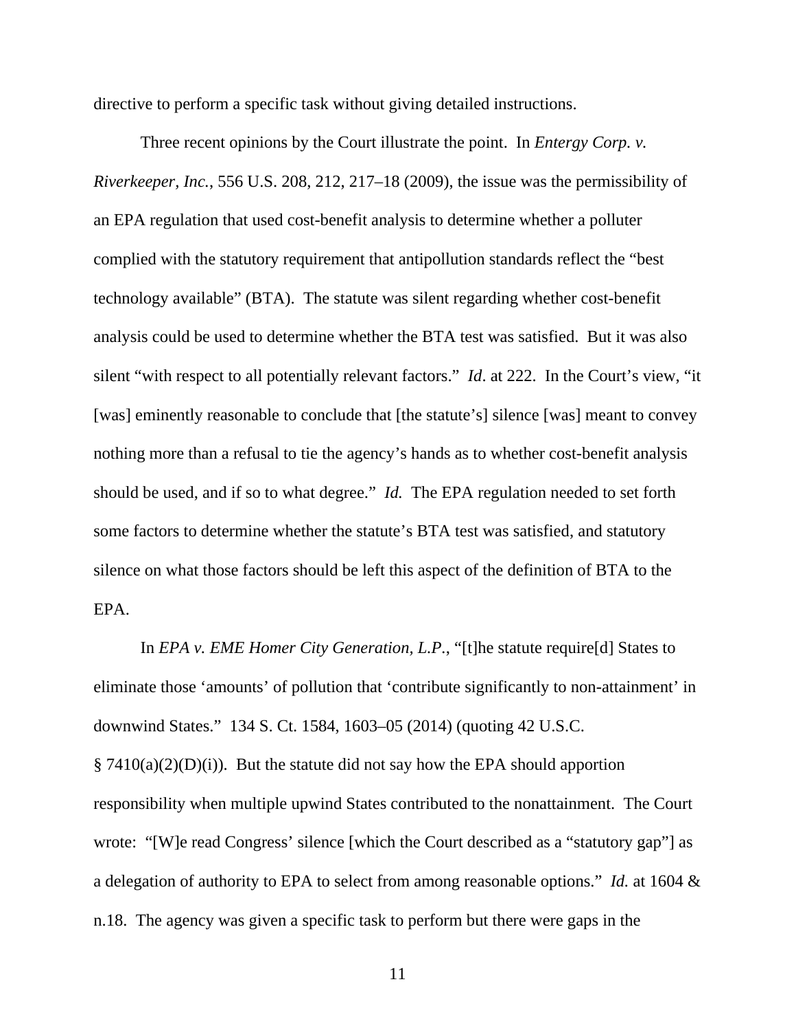directive to perform a specific task without giving detailed instructions.

Three recent opinions by the Court illustrate the point. In *Entergy Corp. v. Riverkeeper, Inc.*, 556 U.S. 208, 212, 217–18 (2009), the issue was the permissibility of an EPA regulation that used cost-benefit analysis to determine whether a polluter complied with the statutory requirement that antipollution standards reflect the "best technology available" (BTA). The statute was silent regarding whether cost-benefit analysis could be used to determine whether the BTA test was satisfied. But it was also silent "with respect to all potentially relevant factors." *Id*. at 222. In the Court's view, "it [was] eminently reasonable to conclude that [the statute's] silence [was] meant to convey nothing more than a refusal to tie the agency's hands as to whether cost-benefit analysis should be used, and if so to what degree." *Id.* The EPA regulation needed to set forth some factors to determine whether the statute's BTA test was satisfied, and statutory silence on what those factors should be left this aspect of the definition of BTA to the EPA.

In *EPA v. EME Homer City Generation, L.P.*, "[t]he statute require[d] States to eliminate those 'amounts' of pollution that 'contribute significantly to non-attainment' in downwind States." 134 S. Ct. 1584, 1603–05 (2014) (quoting 42 U.S.C. § 7410(a)(2)(D)(i)). But the statute did not say how the EPA should apportion responsibility when multiple upwind States contributed to the nonattainment. The Court wrote: "[W]e read Congress' silence [which the Court described as a "statutory gap"] as a delegation of authority to EPA to select from among reasonable options." *Id.* at 1604 & n.18. The agency was given a specific task to perform but there were gaps in the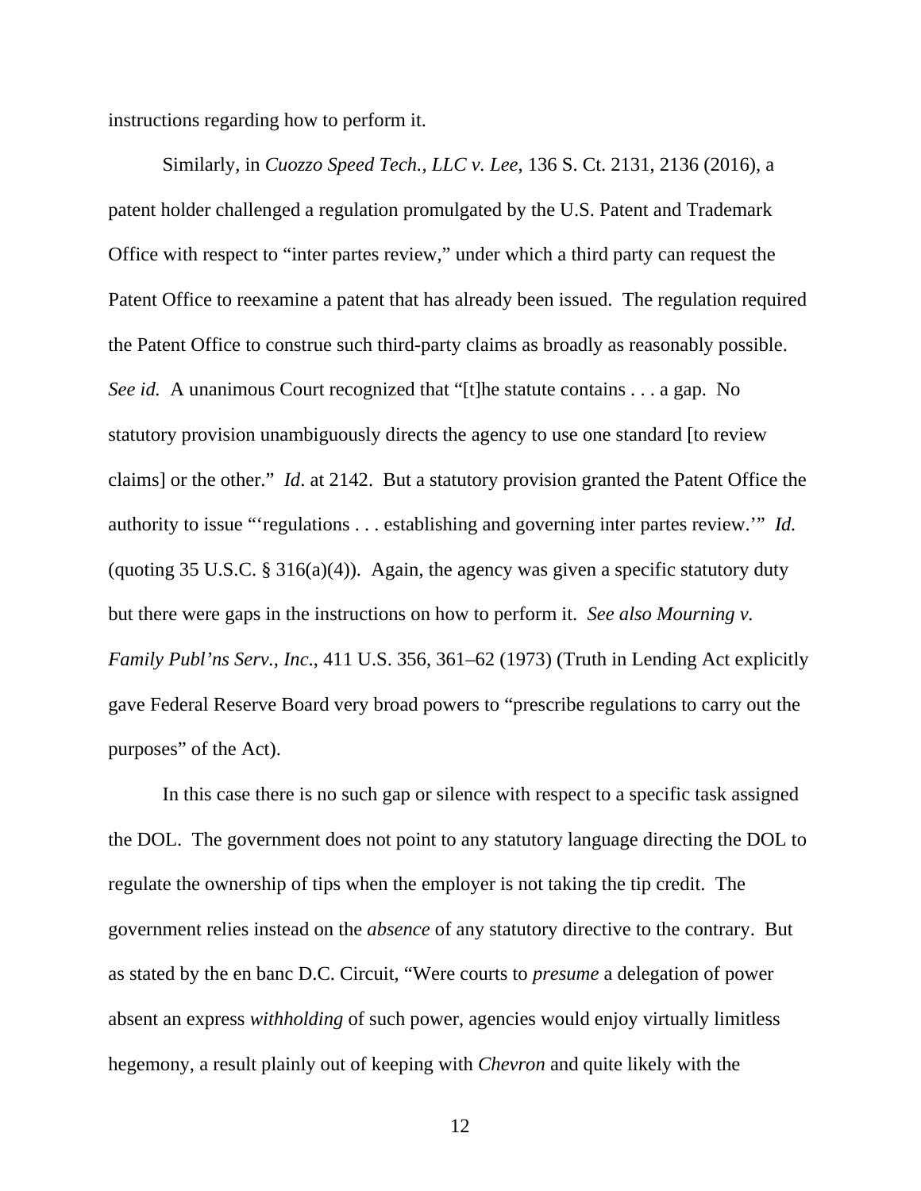instructions regarding how to perform it.

Similarly, in *Cuozzo Speed Tech., LLC v. Lee,* 136 S. Ct. 2131, 2136 (2016), a patent holder challenged a regulation promulgated by the U.S. Patent and Trademark Office with respect to "inter partes review," under which a third party can request the Patent Office to reexamine a patent that has already been issued. The regulation required the Patent Office to construe such third-party claims as broadly as reasonably possible. *See id.* A unanimous Court recognized that "[t]he statute contains . . . a gap. No statutory provision unambiguously directs the agency to use one standard [to review claims] or the other." *Id*. at 2142. But a statutory provision granted the Patent Office the authority to issue "'regulations . . . establishing and governing inter partes review.'" *Id.* (quoting 35 U.S.C. § 316(a)(4)). Again, the agency was given a specific statutory duty but there were gaps in the instructions on how to perform it. *See also Mourning v. Family Publ'ns Serv., Inc*., 411 U.S. 356, 361–62 (1973) (Truth in Lending Act explicitly gave Federal Reserve Board very broad powers to "prescribe regulations to carry out the purposes" of the Act).

In this case there is no such gap or silence with respect to a specific task assigned the DOL. The government does not point to any statutory language directing the DOL to regulate the ownership of tips when the employer is not taking the tip credit. The government relies instead on the *absence* of any statutory directive to the contrary. But as stated by the en banc D.C. Circuit, "Were courts to *presume* a delegation of power absent an express *withholding* of such power, agencies would enjoy virtually limitless hegemony, a result plainly out of keeping with *Chevron* and quite likely with the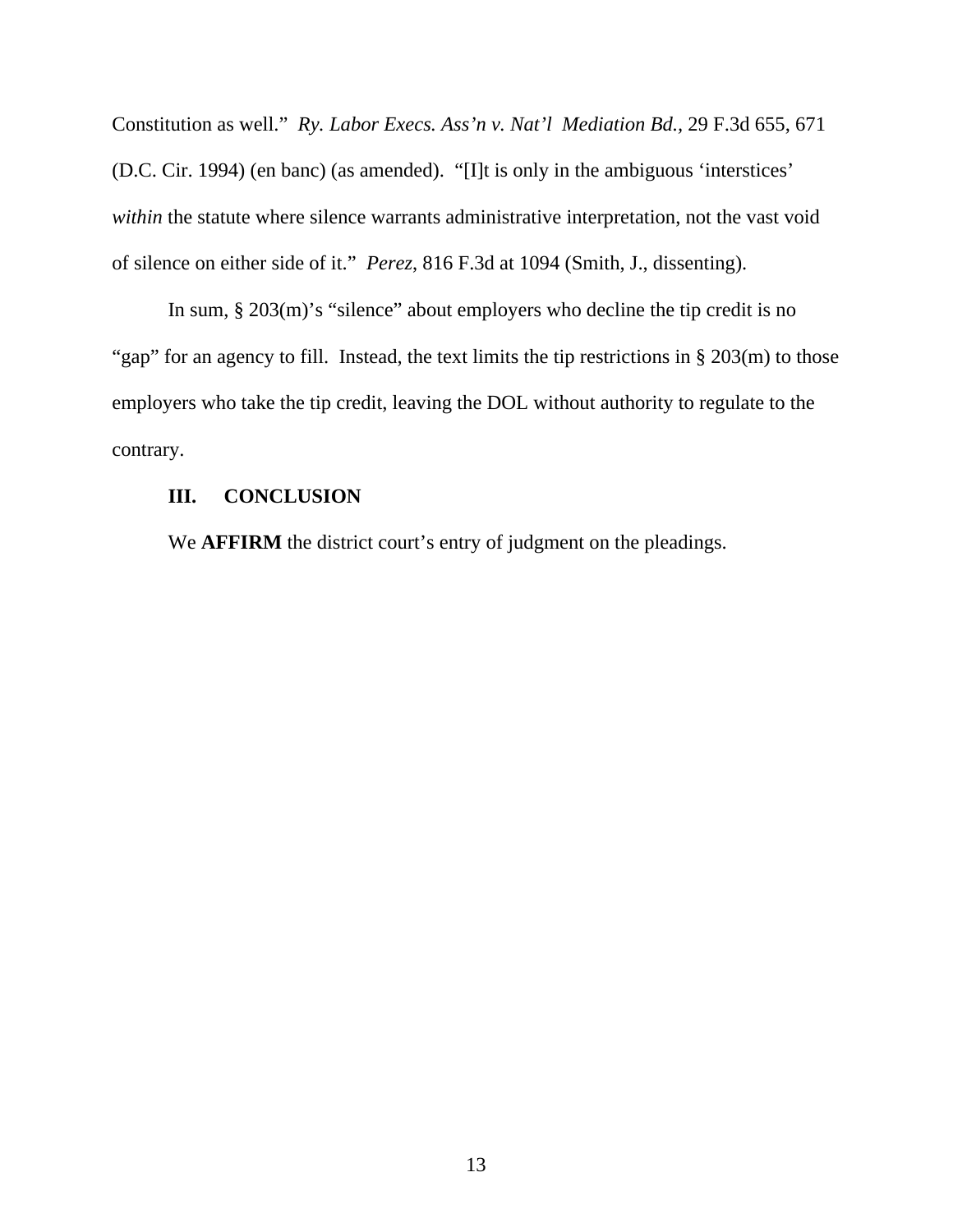Constitution as well." *Ry. Labor Execs. Ass'n v. Nat'l Mediation Bd.*, 29 F.3d 655, 671 (D.C. Cir. 1994) (en banc) (as amended). "[I]t is only in the ambiguous 'interstices' *within* the statute where silence warrants administrative interpretation, not the vast void of silence on either side of it." *Perez*, 816 F.3d at 1094 (Smith, J., dissenting).

In sum, § 203(m)'s "silence" about employers who decline the tip credit is no "gap" for an agency to fill. Instead, the text limits the tip restrictions in § 203(m) to those employers who take the tip credit, leaving the DOL without authority to regulate to the contrary.

## III. CONCLUSION

We **AFFIRM** the district court's entry of judgment on the pleadings.